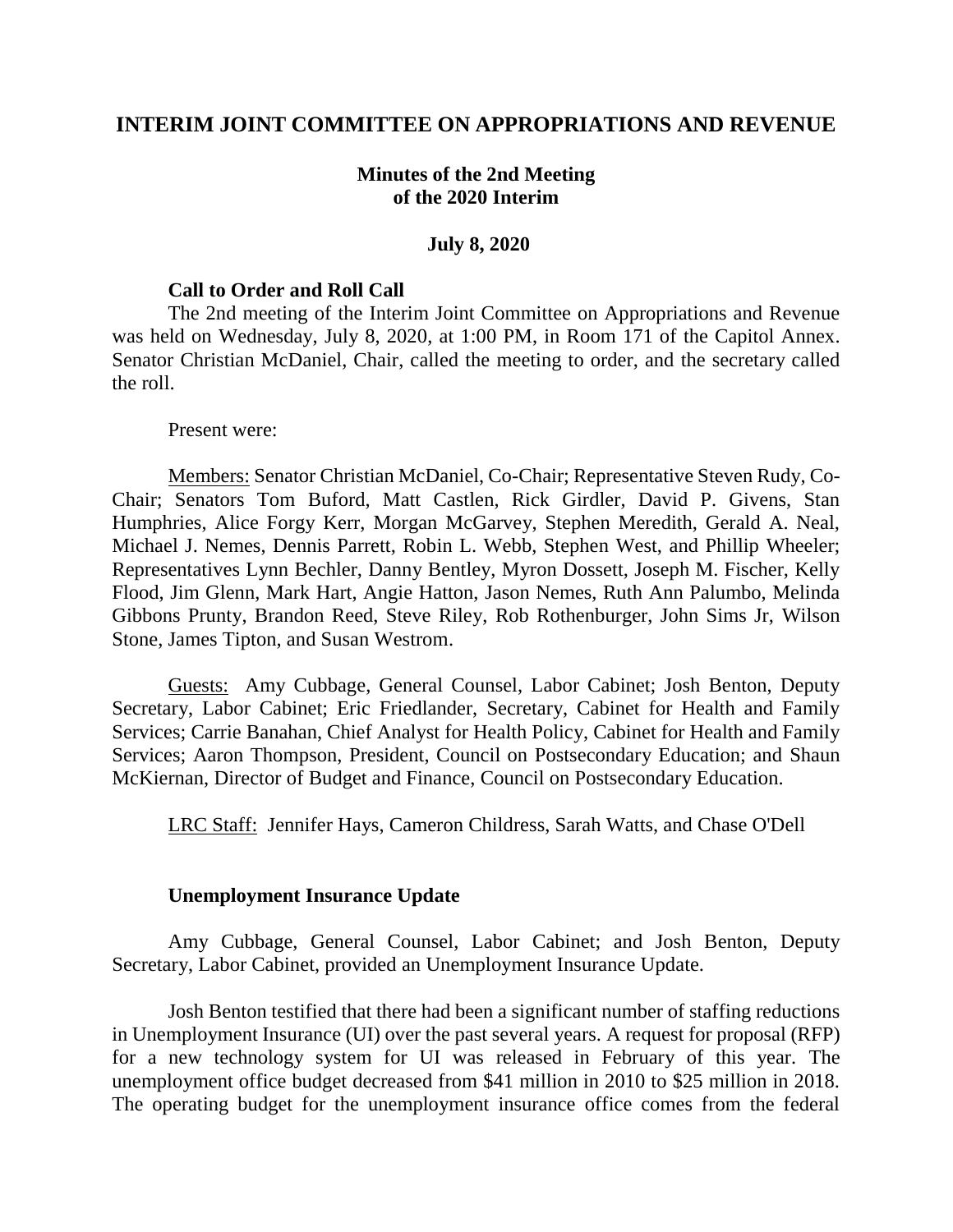# INTERIM JOINT COMMITTEE ON APPROPRIATIONS AND REVENUE

## Minutes of the 2nd Meeting of the 2020 Interim

## July 8, 2020

### Call to Order and Roll Call

The 2nd meeting of the Interim Joint Committee on Appropriations and Revenue was held on Wednesday, July 8, 2020, at 1:00 PM, in Room 171 of the Capitol Annex. Senator Christian McDaniel, Chair, called the meeting to order, and the secretary called the roll.

Present were:

Members: Senator Christian McDaniel, Co-Chair; Representative Steven Rudy, Co-Chair; Senators Tom Buford, Matt Castlen, Rick Girdler, David P. Givens, Stan Humphries, Alice Forgy Kerr, Morgan McGarvey, Stephen Meredith, Gerald A. Neal, Michael J. Nemes, Dennis Parrett, Robin L. Webb, Stephen West, and Phillip Wheeler; Representatives Lynn Bechler, Danny Bentley, Myron Dossett, Joseph M. Fischer, Kelly Flood, Jim Glenn, Mark Hart, Angie Hatton, Jason Nemes, Ruth Ann Palumbo, Melinda Gibbons Prunty, Brandon Reed, Steve Riley, Rob Rothenburger, John Sims Jr, Wilson Stone, James Tipton, and Susan Westrom.

Guests: Amy Cubbage, General Counsel, Labor Cabinet; Josh Benton, Deputy Secretary, Labor Cabinet; Eric Friedlander, Secretary, Cabinet for Health and Family Services; Carrie Banahan, Chief Analyst for Health Policy, Cabinet for Health and Family Services; Aaron Thompson, President, Council on Postsecondary Education; and Shaun McKiernan, Director of Budget and Finance, Council on Postsecondary Education.

LRC Staff: Jennifer Hays, Cameron Childress, Sarah Watts, and Chase O'Dell

### Unemployment Insurance Update

Amy Cubbage, General Counsel, Labor Cabinet; and Josh Benton, Deputy Secretary, Labor Cabinet, provided an Unemployment Insurance Update.

Josh Benton testified that there had been a significant number of staffing reductions in Unemployment Insurance (UI) over the past several years. A request for proposal (RFP) for a new technology system for UI was released in February of this year. The unemployment office budget decreased from $41 million in 2010 to $25 million in 2018. The operating budget for the unemployment insurance office comes from the federal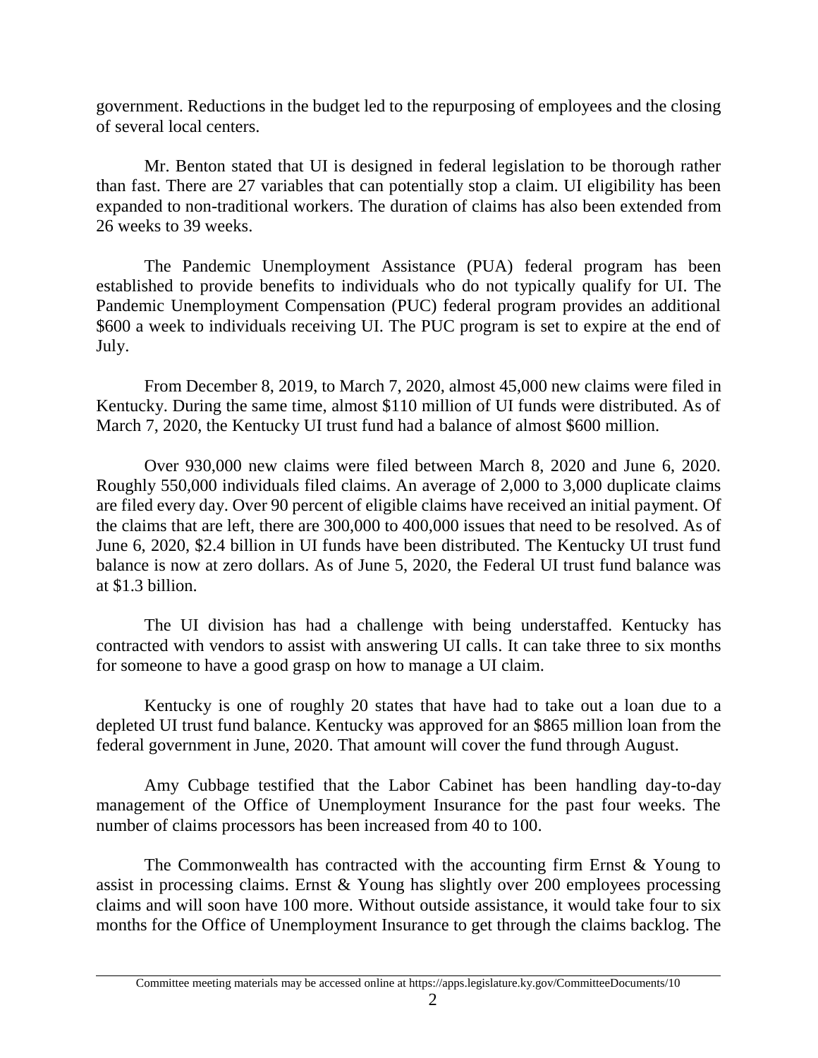government. Reductions in the budget led to the repurposing of employees and the closing of several local centers.

Mr. Benton stated that UI is designed in federal legislation to be thorough rather than fast. There are 27 variables that can potentially stop a claim. UI eligibility has been expanded to non-traditional workers. The duration of claims has also been extended from 26 weeks to 39 weeks.

The Pandemic Unemployment Assistance (PUA) federal program has been established to provide benefits to individuals who do not typically qualify for UI. The Pandemic Unemployment Compensation (PUC) federal program provides an additional $600 a week to individuals receiving UI. The PUC program is set to expire at the end of July.

From December 8, 2019, to March 7, 2020, almost 45,000 new claims were filed in Kentucky. During the same time, almost $110 million of UI funds were distributed. As of March 7, 2020, the Kentucky UI trust fund had a balance of almost $600 million.

Over 930,000 new claims were filed between March 8, 2020 and June 6, 2020. Roughly 550,000 individuals filed claims. An average of 2,000 to 3,000 duplicate claims are filed every day. Over 90 percent of eligible claims have received an initial payment. Of the claims that are left, there are 300,000 to 400,000 issues that need to be resolved. As of June 6, 2020, $2.4 billion in UI funds have been distributed. The Kentucky UI trust fund balance is now at zero dollars. As of June 5, 2020, the Federal UI trust fund balance was at $1.3 billion.

The UI division has had a challenge with being understaffed. Kentucky has contracted with vendors to assist with answering UI calls. It can take three to six months for someone to have a good grasp on how to manage a UI claim.

Kentucky is one of roughly 20 states that have had to take out a loan due to a depleted UI trust fund balance. Kentucky was approved for an $865 million loan from the federal government in June, 2020. That amount will cover the fund through August.

Amy Cubbage testified that the Labor Cabinet has been handling day-to-day management of the Office of Unemployment Insurance for the past four weeks. The number of claims processors has been increased from 40 to 100.

The Commonwealth has contracted with the accounting firm Ernst & Young to assist in processing claims. Ernst & Young has slightly over 200 employees processing claims and will soon have 100 more. Without outside assistance, it would take four to six months for the Office of Unemployment Insurance to get through the claims backlog. The

Committee meeting materials may be accessed online at https://apps.legislature.ky.gov/CommitteeDocuments/10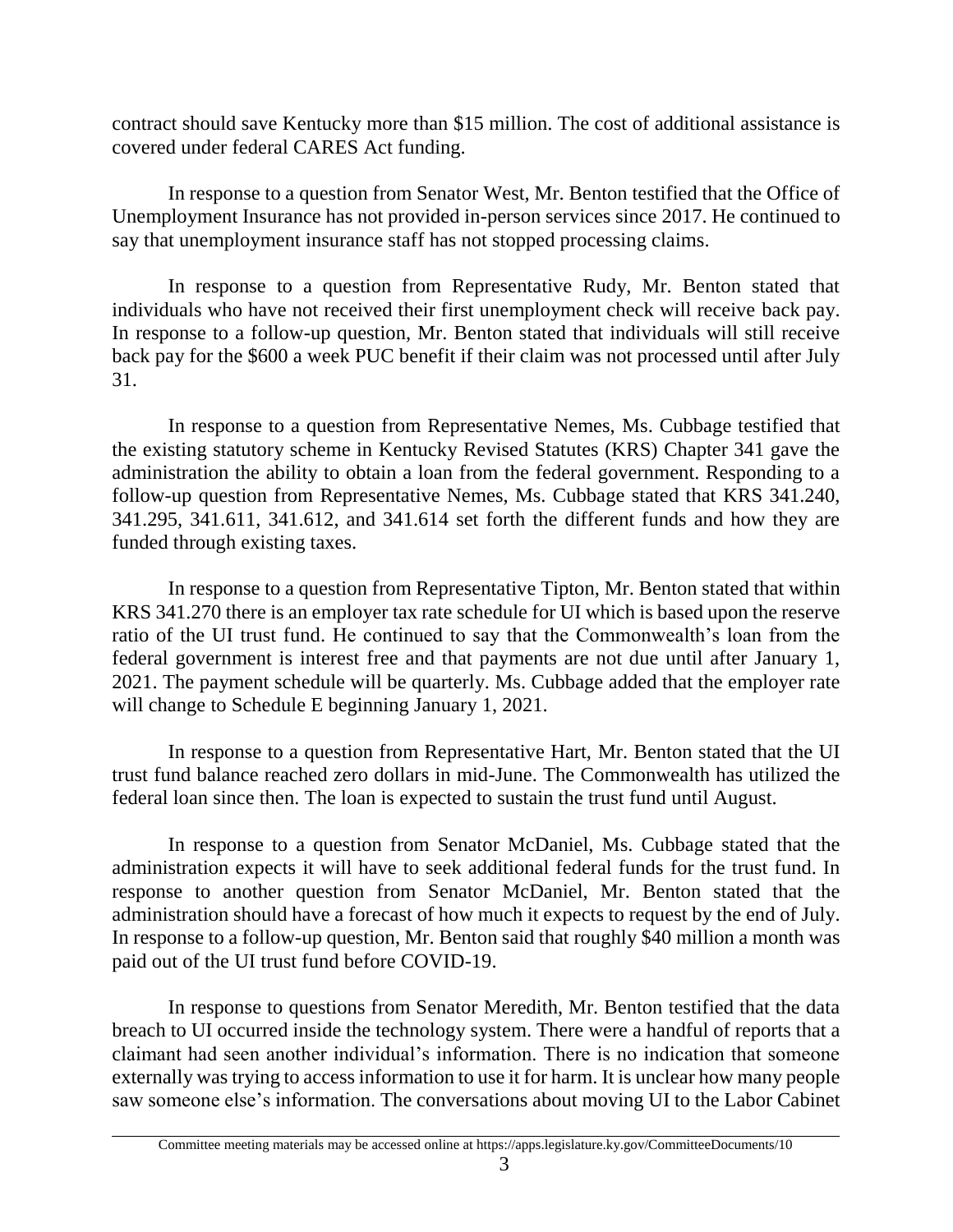contract should save Kentucky more than $15 million. The cost of additional assistance is covered under federal CARES Act funding.

In response to a question from Senator West, Mr. Benton testified that the Office of Unemployment Insurance has not provided in-person services since 2017. He continued to say that unemployment insurance staff has not stopped processing claims.

In response to a question from Representative Rudy, Mr. Benton stated that individuals who have not received their first unemployment check will receive back pay. In response to a follow-up question, Mr. Benton stated that individuals will still receive back pay for the $600 a week PUC benefit if their claim was not processed until after July 31.

In response to a question from Representative Nemes, Ms. Cubbage testified that the existing statutory scheme in Kentucky Revised Statutes (KRS) Chapter 341 gave the administration the ability to obtain a loan from the federal government. Responding to a follow-up question from Representative Nemes, Ms. Cubbage stated that KRS 341.240, 341.295, 341.611, 341.612, and 341.614 set forth the different funds and how they are funded through existing taxes.

In response to a question from Representative Tipton, Mr. Benton stated that within KRS 341.270 there is an employer tax rate schedule for UI which is based upon the reserve ratio of the UI trust fund. He continued to say that the Commonwealth's loan from the federal government is interest free and that payments are not due until after January 1, 2021. The payment schedule will be quarterly. Ms. Cubbage added that the employer rate will change to Schedule E beginning January 1, 2021.

In response to a question from Representative Hart, Mr. Benton stated that the UI trust fund balance reached zero dollars in mid-June. The Commonwealth has utilized the federal loan since then. The loan is expected to sustain the trust fund until August.

In response to a question from Senator McDaniel, Ms. Cubbage stated that the administration expects it will have to seek additional federal funds for the trust fund. In response to another question from Senator McDaniel, Mr. Benton stated that the administration should have a forecast of how much it expects to request by the end of July. In response to a follow-up question, Mr. Benton said that roughly $40 million a month was paid out of the UI trust fund before COVID-19.

In response to questions from Senator Meredith, Mr. Benton testified that the data breach to UI occurred inside the technology system. There were a handful of reports that a claimant had seen another individual's information. There is no indication that someone externally was trying to access information to use it for harm. It is unclear how many people saw someone else's information. The conversations about moving UI to the Labor Cabinet

Committee meeting materials may be accessed online at https://apps.legislature.ky.gov/CommitteeDocuments/10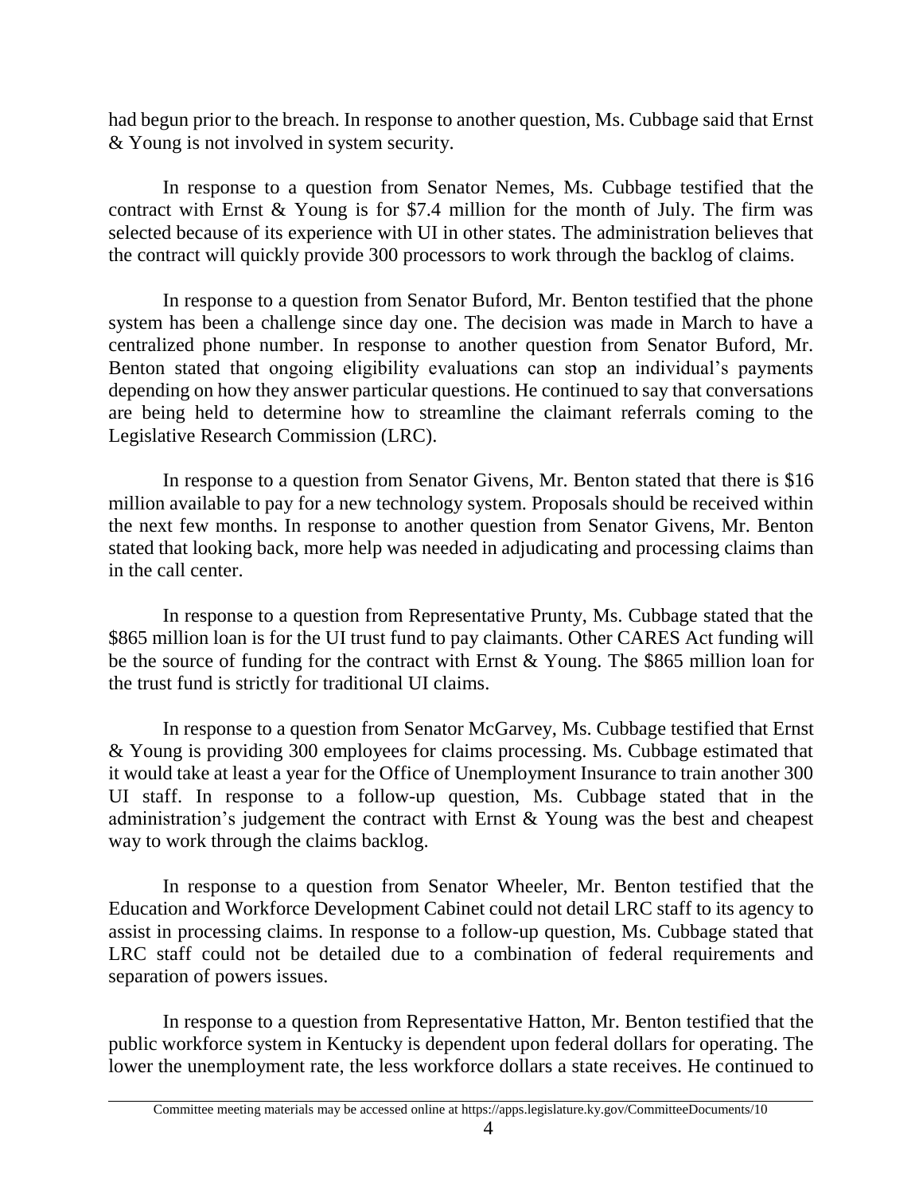had begun prior to the breach. In response to another question, Ms. Cubbage said that Ernst & Young is not involved in system security.

In response to a question from Senator Nemes, Ms. Cubbage testified that the contract with Ernst & Young is for $7.4 million for the month of July. The firm was selected because of its experience with UI in other states. The administration believes that the contract will quickly provide 300 processors to work through the backlog of claims.

In response to a question from Senator Buford, Mr. Benton testified that the phone system has been a challenge since day one. The decision was made in March to have a centralized phone number. In response to another question from Senator Buford, Mr. Benton stated that ongoing eligibility evaluations can stop an individual's payments depending on how they answer particular questions. He continued to say that conversations are being held to determine how to streamline the claimant referrals coming to the Legislative Research Commission (LRC).

In response to a question from Senator Givens, Mr. Benton stated that there is $16 million available to pay for a new technology system. Proposals should be received within the next few months. In response to another question from Senator Givens, Mr. Benton stated that looking back, more help was needed in adjudicating and processing claims than in the call center.

In response to a question from Representative Prunty, Ms. Cubbage stated that the $865 million loan is for the UI trust fund to pay claimants. Other CARES Act funding will be the source of funding for the contract with Ernst & Young. The $865 million loan for the trust fund is strictly for traditional UI claims.

In response to a question from Senator McGarvey, Ms. Cubbage testified that Ernst & Young is providing 300 employees for claims processing. Ms. Cubbage estimated that it would take at least a year for the Office of Unemployment Insurance to train another 300 UI staff. In response to a follow-up question, Ms. Cubbage stated that in the administration's judgement the contract with Ernst & Young was the best and cheapest way to work through the claims backlog.

In response to a question from Senator Wheeler, Mr. Benton testified that the Education and Workforce Development Cabinet could not detail LRC staff to its agency to assist in processing claims. In response to a follow-up question, Ms. Cubbage stated that LRC staff could not be detailed due to a combination of federal requirements and separation of powers issues.

In response to a question from Representative Hatton, Mr. Benton testified that the public workforce system in Kentucky is dependent upon federal dollars for operating. The lower the unemployment rate, the less workforce dollars a state receives. He continued to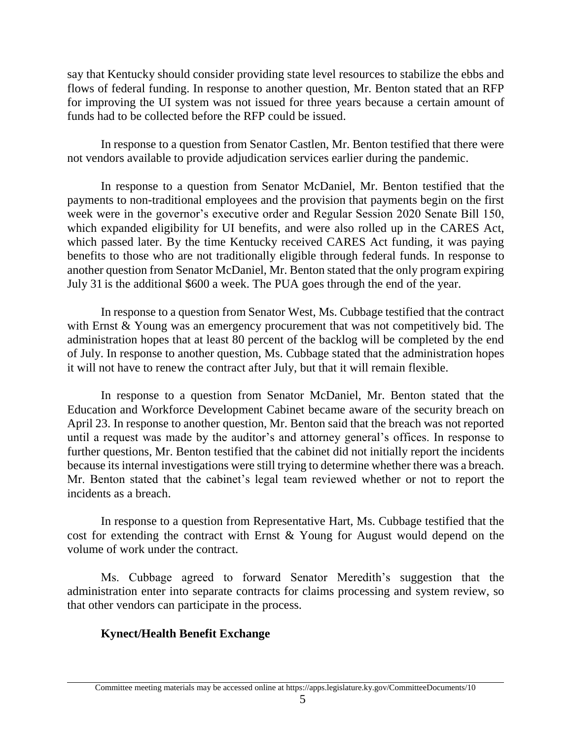say that Kentucky should consider providing state level resources to stabilize the ebbs and flows of federal funding. In response to another question, Mr. Benton stated that an RFP for improving the UI system was not issued for three years because a certain amount of funds had to be collected before the RFP could be issued.

In response to a question from Senator Castlen, Mr. Benton testified that there were not vendors available to provide adjudication services earlier during the pandemic.

In response to a question from Senator McDaniel, Mr. Benton testified that the payments to non-traditional employees and the provision that payments begin on the first week were in the governor's executive order and Regular Session 2020 Senate Bill 150, which expanded eligibility for UI benefits, and were also rolled up in the CARES Act, which passed later. By the time Kentucky received CARES Act funding, it was paying benefits to those who are not traditionally eligible through federal funds. In response to another question from Senator McDaniel, Mr. Benton stated that the only program expiring July 31 is the additional $600 a week. The PUA goes through the end of the year.

In response to a question from Senator West, Ms. Cubbage testified that the contract with Ernst & Young was an emergency procurement that was not competitively bid. The administration hopes that at least 80 percent of the backlog will be completed by the end of July. In response to another question, Ms. Cubbage stated that the administration hopes it will not have to renew the contract after July, but that it will remain flexible.

In response to a question from Senator McDaniel, Mr. Benton stated that the Education and Workforce Development Cabinet became aware of the security breach on April 23. In response to another question, Mr. Benton said that the breach was not reported until a request was made by the auditor's and attorney general's offices. In response to further questions, Mr. Benton testified that the cabinet did not initially report the incidents because its internal investigations were still trying to determine whether there was a breach. Mr. Benton stated that the cabinet's legal team reviewed whether or not to report the incidents as a breach.

In response to a question from Representative Hart, Ms. Cubbage testified that the cost for extending the contract with Ernst & Young for August would depend on the volume of work under the contract.

Ms. Cubbage agreed to forward Senator Meredith's suggestion that the administration enter into separate contracts for claims processing and system review, so that other vendors can participate in the process.

**Kynect/Health Benefit Exchange**

Committee meeting materials may be accessed online at https://apps.legislature.ky.gov/CommitteeDocuments/10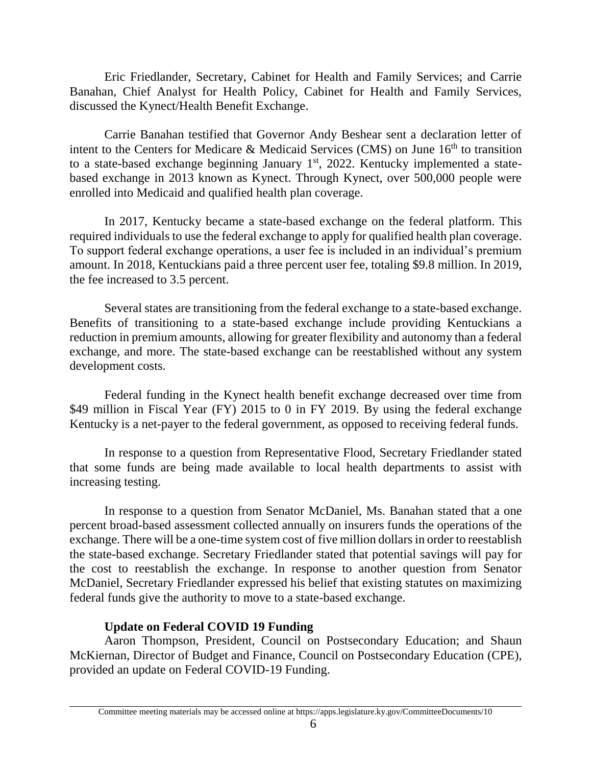Eric Friedlander, Secretary, Cabinet for Health and Family Services; and Carrie Banahan, Chief Analyst for Health Policy, Cabinet for Health and Family Services, discussed the Kynect/Health Benefit Exchange.

Carrie Banahan testified that Governor Andy Beshear sent a declaration letter of intent to the Centers for Medicare & Medicaid Services (CMS) on June 16th to transition to a state-based exchange beginning January 1st, 2022. Kentucky implemented a state-based exchange in 2013 known as Kynect. Through Kynect, over 500,000 people were enrolled into Medicaid and qualified health plan coverage.

In 2017, Kentucky became a state-based exchange on the federal platform. This required individuals to use the federal exchange to apply for qualified health plan coverage. To support federal exchange operations, a user fee is included in an individual's premium amount. In 2018, Kentuckians paid a three percent user fee, totaling $9.8 million. In 2019, the fee increased to 3.5 percent.

Several states are transitioning from the federal exchange to a state-based exchange. Benefits of transitioning to a state-based exchange include providing Kentuckians a reduction in premium amounts, allowing for greater flexibility and autonomy than a federal exchange, and more. The state-based exchange can be reestablished without any system development costs.

Federal funding in the Kynect health benefit exchange decreased over time from $49 million in Fiscal Year (FY) 2015 to 0 in FY 2019. By using the federal exchange Kentucky is a net-payer to the federal government, as opposed to receiving federal funds.

In response to a question from Representative Flood, Secretary Friedlander stated that some funds are being made available to local health departments to assist with increasing testing.

In response to a question from Senator McDaniel, Ms. Banahan stated that a one percent broad-based assessment collected annually on insurers funds the operations of the exchange. There will be a one-time system cost of five million dollars in order to reestablish the state-based exchange. Secretary Friedlander stated that potential savings will pay for the cost to reestablish the exchange. In response to another question from Senator McDaniel, Secretary Friedlander expressed his belief that existing statutes on maximizing federal funds give the authority to move to a state-based exchange.

**Update on Federal COVID 19 Funding**

Aaron Thompson, President, Council on Postsecondary Education; and Shaun McKiernan, Director of Budget and Finance, Council on Postsecondary Education (CPE), provided an update on Federal COVID-19 Funding.

Committee meeting materials may be accessed online at https://apps.legislature.ky.gov/CommitteeDocuments/10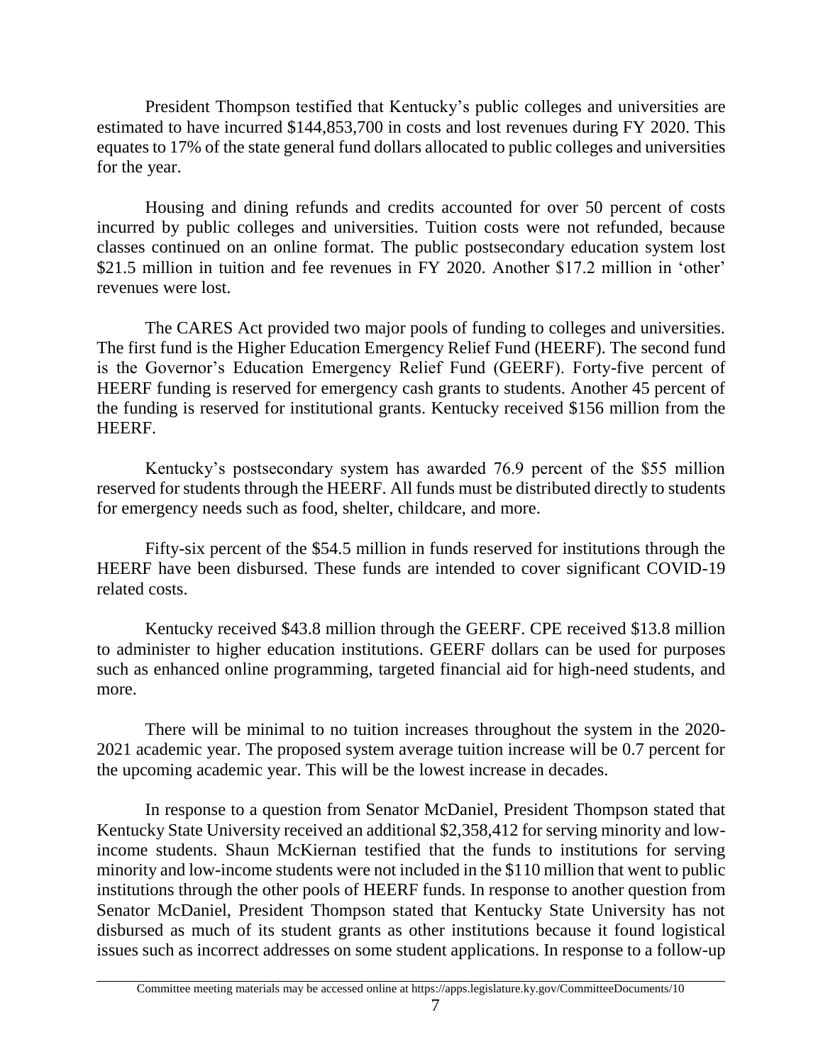President Thompson testified that Kentucky's public colleges and universities are estimated to have incurred $144,853,700 in costs and lost revenues during FY 2020. This equates to 17% of the state general fund dollars allocated to public colleges and universities for the year.

Housing and dining refunds and credits accounted for over 50 percent of costs incurred by public colleges and universities. Tuition costs were not refunded, because classes continued on an online format. The public postsecondary education system lost $21.5 million in tuition and fee revenues in FY 2020. Another $17.2 million in 'other' revenues were lost.

The CARES Act provided two major pools of funding to colleges and universities. The first fund is the Higher Education Emergency Relief Fund (HEERF). The second fund is the Governor's Education Emergency Relief Fund (GEERF). Forty-five percent of HEERF funding is reserved for emergency cash grants to students. Another 45 percent of the funding is reserved for institutional grants. Kentucky received $156 million from the HEERF.

Kentucky's postsecondary system has awarded 76.9 percent of the $55 million reserved for students through the HEERF. All funds must be distributed directly to students for emergency needs such as food, shelter, childcare, and more.

Fifty-six percent of the $54.5 million in funds reserved for institutions through the HEERF have been disbursed. These funds are intended to cover significant COVID-19 related costs.

Kentucky received $43.8 million through the GEERF. CPE received $13.8 million to administer to higher education institutions. GEERF dollars can be used for purposes such as enhanced online programming, targeted financial aid for high-need students, and more.

There will be minimal to no tuition increases throughout the system in the 2020-2021 academic year. The proposed system average tuition increase will be 0.7 percent for the upcoming academic year. This will be the lowest increase in decades.

In response to a question from Senator McDaniel, President Thompson stated that Kentucky State University received an additional $2,358,412 for serving minority and low-income students. Shaun McKiernan testified that the funds to institutions for serving minority and low-income students were not included in the $110 million that went to public institutions through the other pools of HEERF funds. In response to another question from Senator McDaniel, President Thompson stated that Kentucky State University has not disbursed as much of its student grants as other institutions because it found logistical issues such as incorrect addresses on some student applications. In response to a follow-up

Committee meeting materials may be accessed online at https://apps.legislature.ky.gov/CommitteeDocuments/10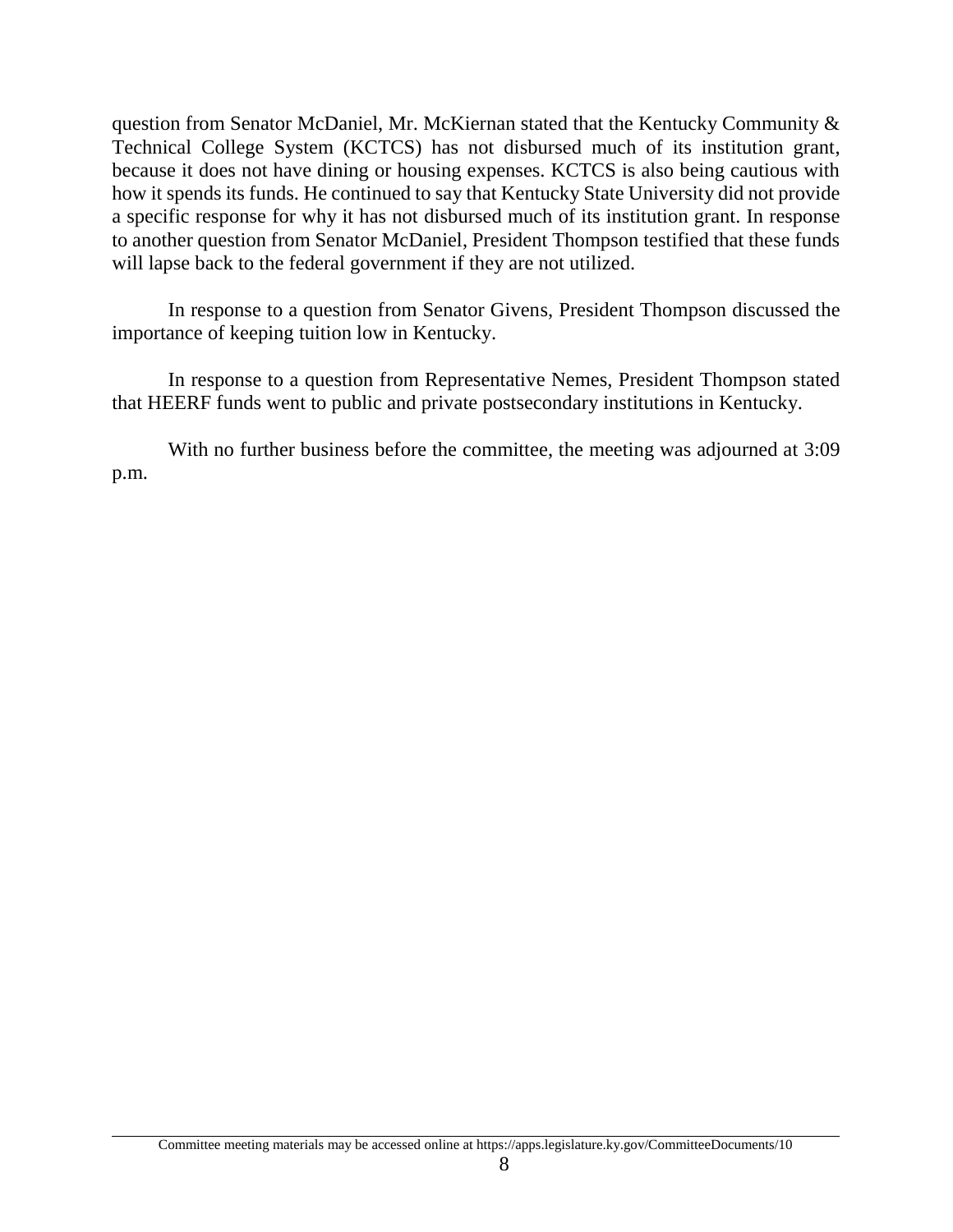question from Senator McDaniel, Mr. McKiernan stated that the Kentucky Community & Technical College System (KCTCS) has not disbursed much of its institution grant, because it does not have dining or housing expenses. KCTCS is also being cautious with how it spends its funds. He continued to say that Kentucky State University did not provide a specific response for why it has not disbursed much of its institution grant. In response to another question from Senator McDaniel, President Thompson testified that these funds will lapse back to the federal government if they are not utilized.

In response to a question from Senator Givens, President Thompson discussed the importance of keeping tuition low in Kentucky.

In response to a question from Representative Nemes, President Thompson stated that HEERF funds went to public and private postsecondary institutions in Kentucky.

With no further business before the committee, the meeting was adjourned at 3:09 p.m.

Committee meeting materials may be accessed online at https://apps.legislature.ky.gov/CommitteeDocuments/10